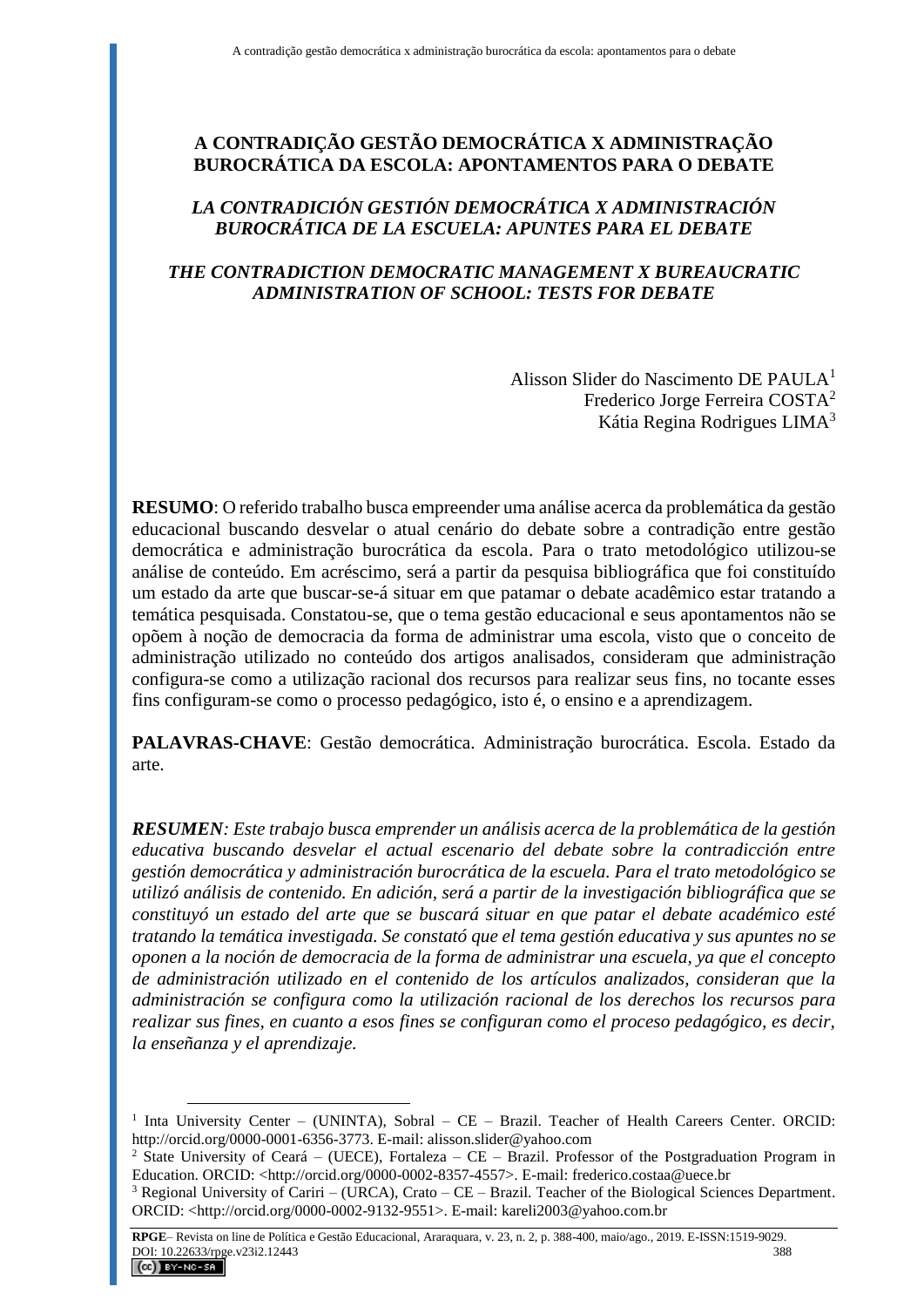# A CONTRADIÇÃO GESTÃO DEMOCRÁTICA X ADMINISTRAÇÃO BUROCRÁTICA DA ESCOLA: APONTAMENTOS PARA O DEBATE

## *LA CONTRADICIÓN GESTIÓN DEMOCRÁTICA X ADMINISTRACIÓN BUROCRÁTICA DE LA ESCUELA: APUNTES PARA EL DEBATE*

## *THE CONTRADICTION DEMOCRATIC MANAGEMENT X BUREAUCRATIC ADMINISTRATION OF SCHOOL: TESTS FOR DEBATE*

Alisson Slider do Nascimento DE PAULA[1]
Frederico Jorge Ferreira COSTA[2]
Kátia Regina Rodrigues LIMA[3]

**RESUMO**: O referido trabalho busca empreender uma análise acerca da problemática da gestão educacional buscando desvelar o atual cenário do debate sobre a contradição entre gestão democrática e administração burocrática da escola. Para o trato metodológico utilizou-se análise de conteúdo. Em acréscimo, será a partir da pesquisa bibliográfica que foi constituído um estado da arte que buscar-se-á situar em que patamar o debate acadêmico estar tratando a temática pesquisada. Constatou-se, que o tema gestão educacional e seus apontamentos não se opõem à noção de democracia da forma de administrar uma escola, visto que o conceito de administração utilizado no conteúdo dos artigos analisados, consideram que administração configura-se como a utilização racional dos recursos para realizar seus fins, no tocante esses fins configuram-se como o processo pedagógico, isto é, o ensino e a aprendizagem.

**PALAVRAS-CHAVE**: Gestão democrática. Administração burocrática. Escola. Estado da arte.

***RESUMEN****: Este trabajo busca emprender un análisis acerca de la problemática de la gestión educativa buscando desvelar el actual escenario del debate sobre la contradicción entre gestión democrática y administración burocrática de la escuela. Para el trato metodológico se utilizó análisis de contenido. En adición, será a partir de la investigación bibliográfica que se constituyó un estado del arte que se buscará situar en que patar el debate académico esté tratando la temática investigada. Se constató que el tema gestión educativa y sus apuntes no se oponen a la noción de democracia de la forma de administrar una escuela, ya que el concepto de administración utilizado en el contenido de los artículos analizados, consideran que la administración se configura como la utilización racional de los derechos los recursos para realizar sus fines, en cuanto a esos fines se configuran como el proceso pedagógico, es decir, la enseñanza y el aprendizaje.*

---

[1] Inta University Center – (UNINTA), Sobral – CE – Brazil. Teacher of Health Careers Center. ORCID: http://orcid.org/0000-0001-6356-3773. E-mail: alisson.slider@yahoo.com

[2] State University of Ceará – (UECE), Fortaleza – CE – Brazil. Professor of the Postgraduation Program in Education. ORCID: <http://orcid.org/0000-0002-8357-4557>. E-mail: frederico.costaa@uece.br

[3] Regional University of Cariri – (URCA), Crato – CE – Brazil. Teacher of the Biological Sciences Department. ORCID: <http://orcid.org/0000-0002-9132-9551>. E-mail: kareli2003@yahoo.com.br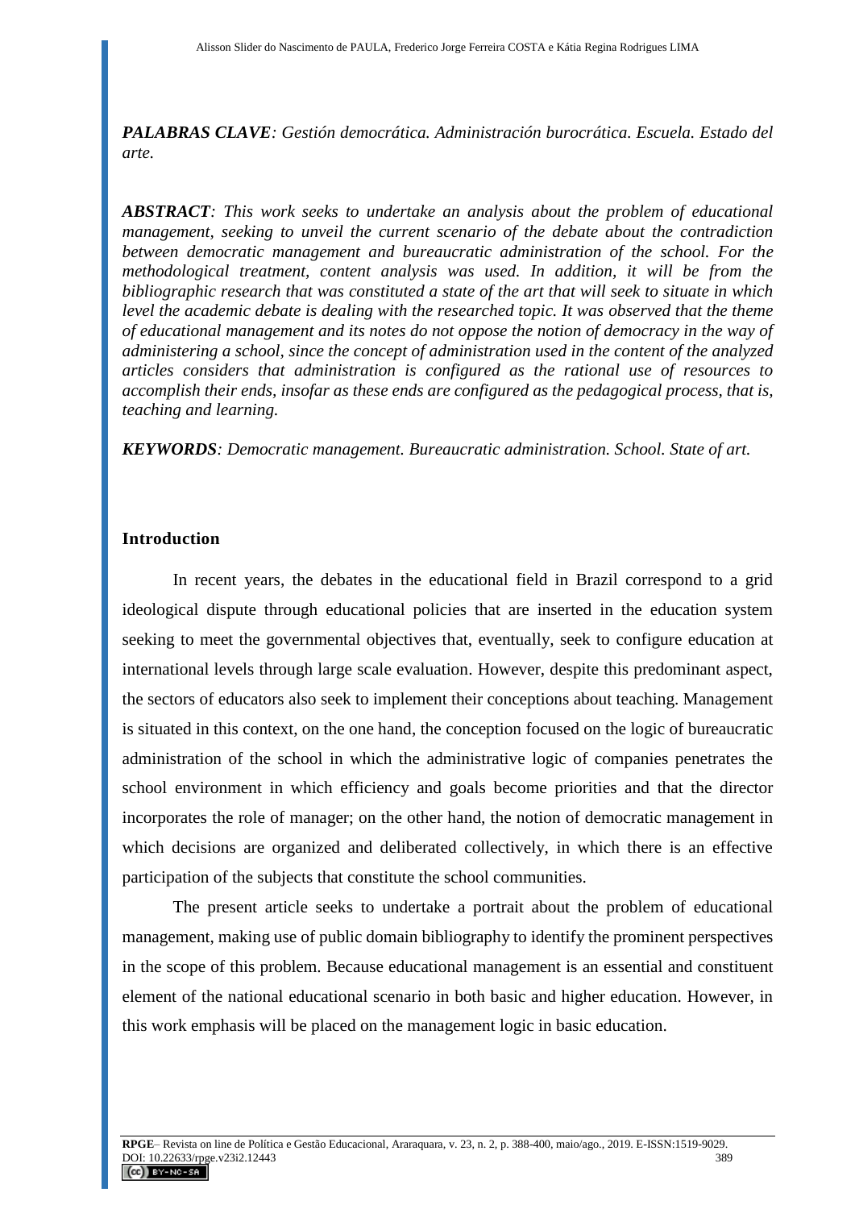***PALABRAS CLAVE**: Gestión democrática. Administración burocrática. Escuela. Estado del arte.*

***ABSTRACT**: This work seeks to undertake an analysis about the problem of educational management, seeking to unveil the current scenario of the debate about the contradiction between democratic management and bureaucratic administration of the school. For the methodological treatment, content analysis was used. In addition, it will be from the bibliographic research that was constituted a state of the art that will seek to situate in which level the academic debate is dealing with the researched topic. It was observed that the theme of educational management and its notes do not oppose the notion of democracy in the way of administering a school, since the concept of administration used in the content of the analyzed articles considers that administration is configured as the rational use of resources to accomplish their ends, insofar as these ends are configured as the pedagogical process, that is, teaching and learning.*

***KEYWORDS**: Democratic management. Bureaucratic administration. School. State of art.*

## Introduction

In recent years, the debates in the educational field in Brazil correspond to a grid ideological dispute through educational policies that are inserted in the education system seeking to meet the governmental objectives that, eventually, seek to configure education at international levels through large scale evaluation. However, despite this predominant aspect, the sectors of educators also seek to implement their conceptions about teaching. Management is situated in this context, on the one hand, the conception focused on the logic of bureaucratic administration of the school in which the administrative logic of companies penetrates the school environment in which efficiency and goals become priorities and that the director incorporates the role of manager; on the other hand, the notion of democratic management in which decisions are organized and deliberated collectively, in which there is an effective participation of the subjects that constitute the school communities.

The present article seeks to undertake a portrait about the problem of educational management, making use of public domain bibliography to identify the prominent perspectives in the scope of this problem. Because educational management is an essential and constituent element of the national educational scenario in both basic and higher education. However, in this work emphasis will be placed on the management logic in basic education.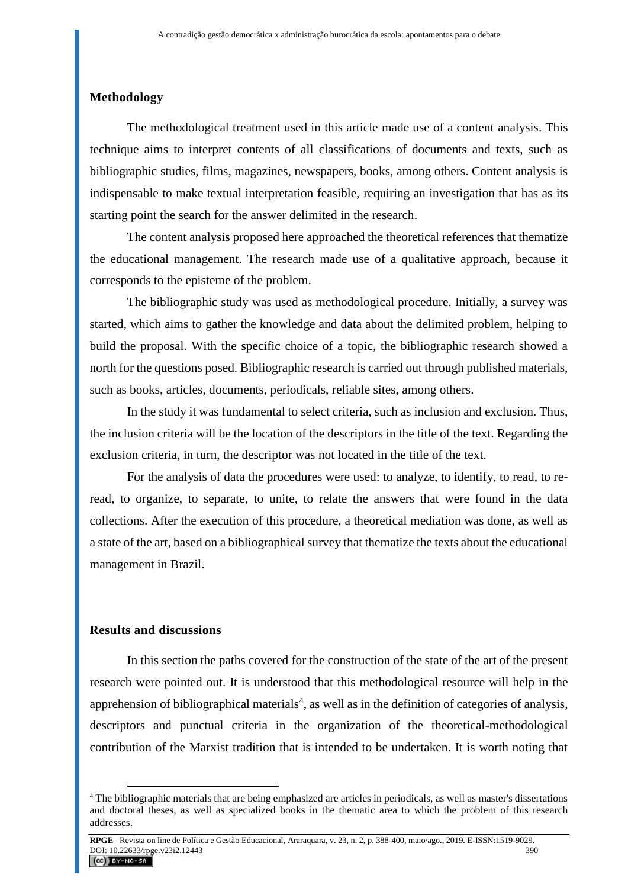## Methodology

The methodological treatment used in this article made use of a content analysis. This technique aims to interpret contents of all classifications of documents and texts, such as bibliographic studies, films, magazines, newspapers, books, among others. Content analysis is indispensable to make textual interpretation feasible, requiring an investigation that has as its starting point the search for the answer delimited in the research.

The content analysis proposed here approached the theoretical references that thematize the educational management. The research made use of a qualitative approach, because it corresponds to the episteme of the problem.

The bibliographic study was used as methodological procedure. Initially, a survey was started, which aims to gather the knowledge and data about the delimited problem, helping to build the proposal. With the specific choice of a topic, the bibliographic research showed a north for the questions posed. Bibliographic research is carried out through published materials, such as books, articles, documents, periodicals, reliable sites, among others.

In the study it was fundamental to select criteria, such as inclusion and exclusion. Thus, the inclusion criteria will be the location of the descriptors in the title of the text. Regarding the exclusion criteria, in turn, the descriptor was not located in the title of the text.

For the analysis of data the procedures were used: to analyze, to identify, to read, to re-read, to organize, to separate, to unite, to relate the answers that were found in the data collections. After the execution of this procedure, a theoretical mediation was done, as well as a state of the art, based on a bibliographical survey that thematize the texts about the educational management in Brazil.

## Results and discussions

In this section the paths covered for the construction of the state of the art of the present research were pointed out. It is understood that this methodological resource will help in the apprehension of bibliographical materials[4], as well as in the definition of categories of analysis, descriptors and punctual criteria in the organization of the theoretical-methodological contribution of the Marxist tradition that is intended to be undertaken. It is worth noting that

[4] The bibliographic materials that are being emphasized are articles in periodicals, as well as master's dissertations and doctoral theses, as well as specialized books in the thematic area to which the problem of this research addresses.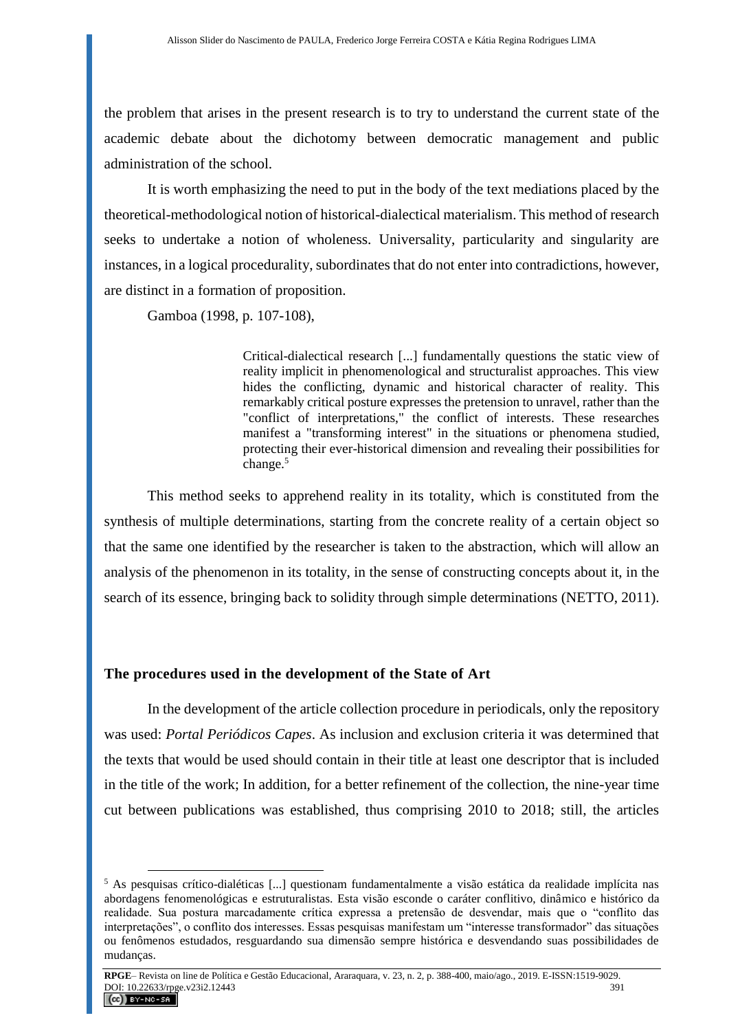the problem that arises in the present research is to try to understand the current state of the academic debate about the dichotomy between democratic management and public administration of the school.

It is worth emphasizing the need to put in the body of the text mediations placed by the theoretical-methodological notion of historical-dialectical materialism. This method of research seeks to undertake a notion of wholeness. Universality, particularity and singularity are instances, in a logical procedurality, subordinates that do not enter into contradictions, however, are distinct in a formation of proposition.

Gamboa (1998, p. 107-108),

> Critical-dialectical research [...] fundamentally questions the static view of reality implicit in phenomenological and structuralist approaches. This view hides the conflicting, dynamic and historical character of reality. This remarkably critical posture expresses the pretension to unravel, rather than the "conflict of interpretations," the conflict of interests. These researches manifest a "transforming interest" in the situations or phenomena studied, protecting their ever-historical dimension and revealing their possibilities for change.[5]

This method seeks to apprehend reality in its totality, which is constituted from the synthesis of multiple determinations, starting from the concrete reality of a certain object so that the same one identified by the researcher is taken to the abstraction, which will allow an analysis of the phenomenon in its totality, in the sense of constructing concepts about it, in the search of its essence, bringing back to solidity through simple determinations (NETTO, 2011).

## The procedures used in the development of the State of Art

In the development of the article collection procedure in periodicals, only the repository was used: *Portal Periódicos Capes*. As inclusion and exclusion criteria it was determined that the texts that would be used should contain in their title at least one descriptor that is included in the title of the work; In addition, for a better refinement of the collection, the nine-year time cut between publications was established, thus comprising 2010 to 2018; still, the articles

[5] As pesquisas crítico-dialéticas [...] questionam fundamentalmente a visão estática da realidade implícita nas abordagens fenomenológicas e estruturalistas. Esta visão esconde o caráter conflitivo, dinâmico e histórico da realidade. Sua postura marcadamente crítica expressa a pretensão de desvendar, mais que o "conflito das interpretações", o conflito dos interesses. Essas pesquisas manifestam um "interesse transformador" das situações ou fenômenos estudados, resguardando sua dimensão sempre histórica e desvendando suas possibilidades de mudanças.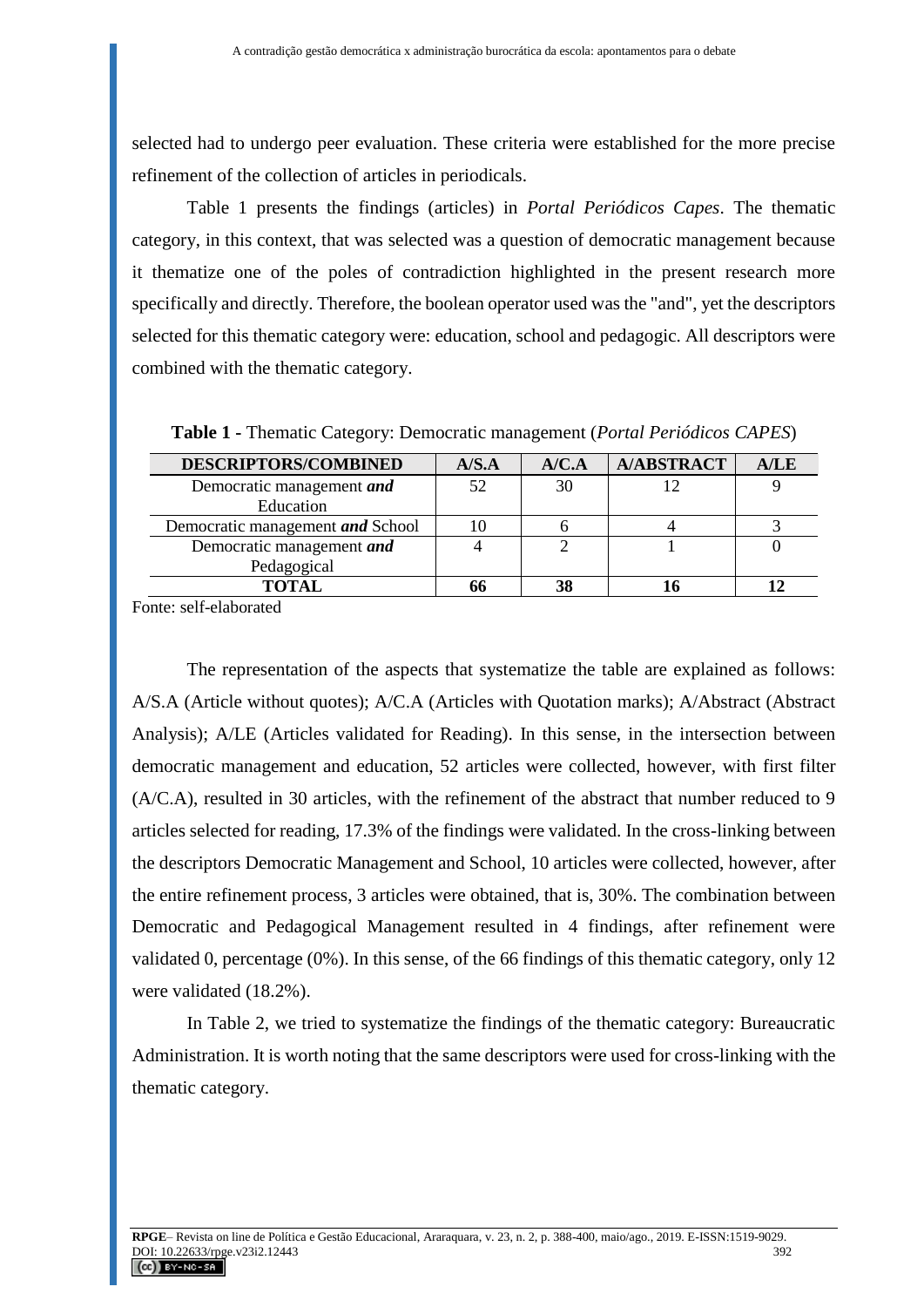selected had to undergo peer evaluation. These criteria were established for the more precise refinement of the collection of articles in periodicals.

Table 1 presents the findings (articles) in *Portal Periódicos Capes*. The thematic category, in this context, that was selected was a question of democratic management because it thematize one of the poles of contradiction highlighted in the present research more specifically and directly. Therefore, the boolean operator used was the "and", yet the descriptors selected for this thematic category were: education, school and pedagogic. All descriptors were combined with the thematic category.

**Table 1 -** Thematic Category: Democratic management (*Portal Periódicos CAPES*)

| DESCRIPTORS/COMBINED | A/S.A | A/C.A | A/ABSTRACT | A/LE |
|---|---|---|---|---|
| Democratic management ***and*** Education | 52 | 30 | 12 | 9 |
| Democratic management ***and*** School | 10 | 6 | 4 | 3 |
| Democratic management ***and*** Pedagogical | 4 | 2 | 1 | 0 |
| **TOTAL** | **66** | **38** | **16** | **12** |

Fonte: self-elaborated

The representation of the aspects that systematize the table are explained as follows: A/S.A (Article without quotes); A/C.A (Articles with Quotation marks); A/Abstract (Abstract Analysis); A/LE (Articles validated for Reading). In this sense, in the intersection between democratic management and education, 52 articles were collected, however, with first filter (A/C.A), resulted in 30 articles, with the refinement of the abstract that number reduced to 9 articles selected for reading, 17.3% of the findings were validated. In the cross-linking between the descriptors Democratic Management and School, 10 articles were collected, however, after the entire refinement process, 3 articles were obtained, that is, 30%. The combination between Democratic and Pedagogical Management resulted in 4 findings, after refinement were validated 0, percentage (0%). In this sense, of the 66 findings of this thematic category, only 12 were validated (18.2%).

In Table 2, we tried to systematize the findings of the thematic category: Bureaucratic Administration. It is worth noting that the same descriptors were used for cross-linking with the thematic category.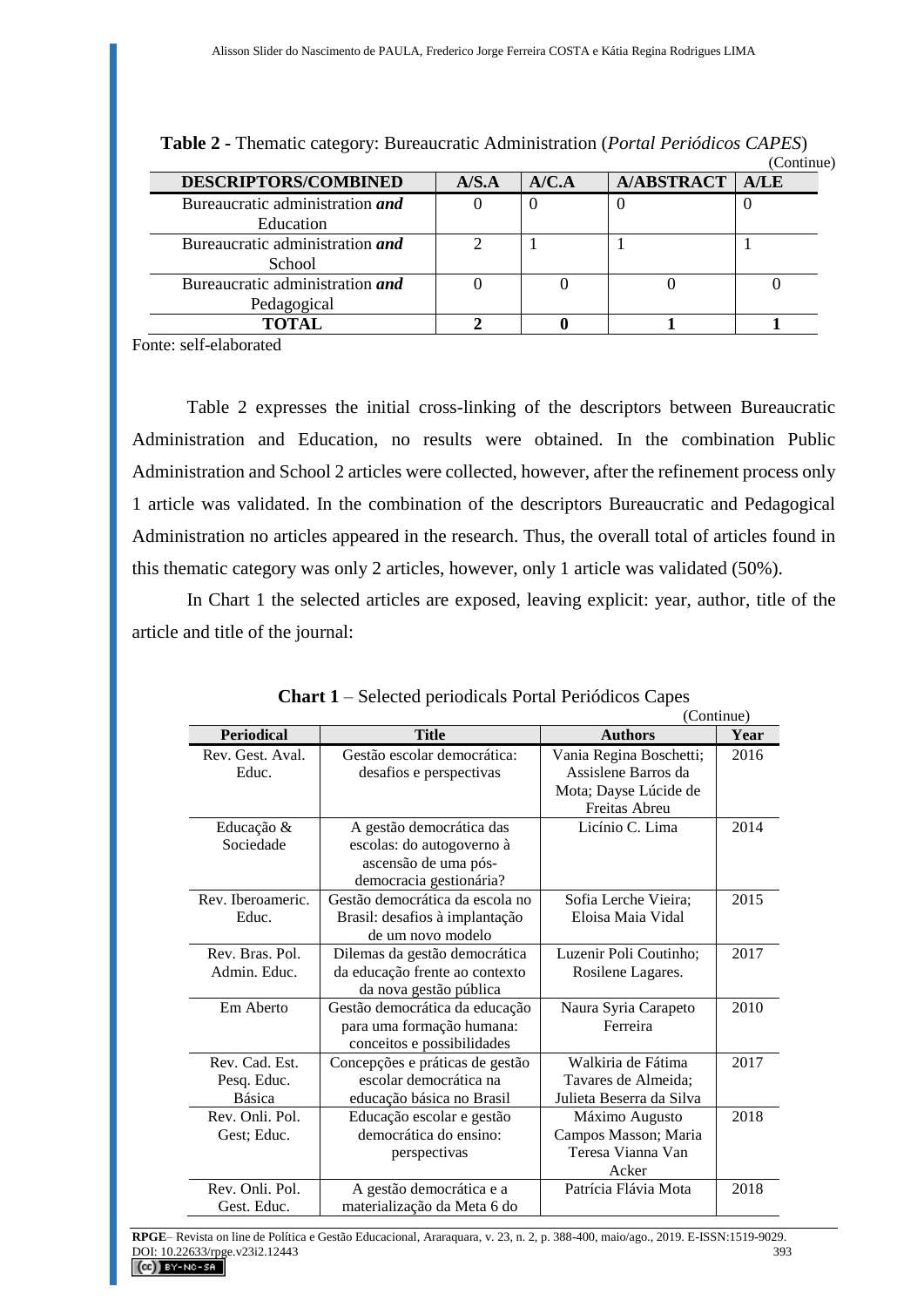**Table 2 -** Thematic category: Bureaucratic Administration (*Portal Periódicos CAPES*)

(Continue)

| DESCRIPTORS/COMBINED | A/S.A | A/C.A | A/ABSTRACT | A/LE |
|---|---|---|---|---|
| Bureaucratic administration ***and*** Education | 0 | 0 | 0 | 0 |
| Bureaucratic administration ***and*** School | 2 | 1 | 1 | 1 |
| Bureaucratic administration ***and*** Pedagogical | 0 | 0 | 0 | 0 |
| **TOTAL** | **2** | **0** | **1** | **1** |

Fonte: self-elaborated

Table 2 expresses the initial cross-linking of the descriptors between Bureaucratic Administration and Education, no results were obtained. In the combination Public Administration and School 2 articles were collected, however, after the refinement process only 1 article was validated. In the combination of the descriptors Bureaucratic and Pedagogical Administration no articles appeared in the research. Thus, the overall total of articles found in this thematic category was only 2 articles, however, only 1 article was validated (50%).

In Chart 1 the selected articles are exposed, leaving explicit: year, author, title of the article and title of the journal:

**Chart 1** – Selected periodicals Portal Periódicos Capes

(Continue)

| Periodical | Title | Authors | Year |
|---|---|---|---|
| Rev. Gest. Aval. Educ. | Gestão escolar democrática: desafios e perspectivas | Vania Regina Boschetti; Assislene Barros da Mota; Dayse Lúcide de Freitas Abreu | 2016 |
| Educação & Sociedade | A gestão democrática das escolas: do autogoverno à ascensão de uma pós-democracia gestionária? | Licínio C. Lima | 2014 |
| Rev. Iberoameric. Educ. | Gestão democrática da escola no Brasil: desafios à implantação de um novo modelo | Sofia Lerche Vieira; Eloisa Maia Vidal | 2015 |
| Rev. Bras. Pol. Admin. Educ. | Dilemas da gestão democrática da educação frente ao contexto da nova gestão pública | Luzenir Poli Coutinho; Rosilene Lagares. | 2017 |
| Em Aberto | Gestão democrática da educação para uma formação humana: conceitos e possibilidades | Naura Syria Carapeto Ferreira | 2010 |
| Rev. Cad. Est. Pesq. Educ. Básica | Concepções e práticas de gestão escolar democrática na educação básica no Brasil | Walkiria de Fátima Tavares de Almeida; Julieta Beserra da Silva | 2017 |
| Rev. Onli. Pol. Gest; Educ. | Educação escolar e gestão democrática do ensino: perspectivas | Máximo Augusto Campos Masson; Maria Teresa Vianna Van Acker | 2018 |
| Rev. Onli. Pol. Gest. Educ. | A gestão democrática e a materialização da Meta 6 do | Patrícia Flávia Mota | 2018 |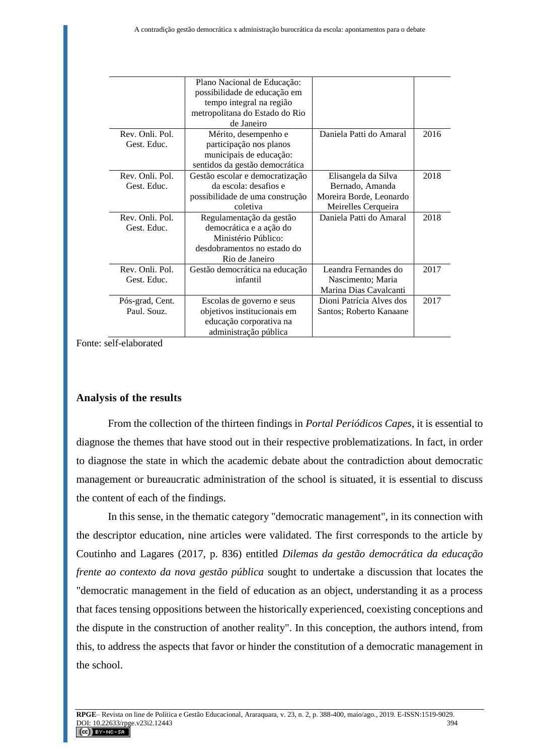| | | | |
|---|---|---|---|
| | Plano Nacional de Educação: possibilidade de educação em tempo integral na região metropolitana do Estado do Rio de Janeiro | | |
| Rev. Onli. Pol. Gest. Educ. | Mérito, desempenho e participação nos planos municipais de educação: sentidos da gestão democrática | Daniela Patti do Amaral | 2016 |
| Rev. Onli. Pol. Gest. Educ. | Gestão escolar e democratização da escola: desafios e possibilidade de uma construção coletiva | Elisangela da Silva Bernado, Amanda Moreira Borde, Leonardo Meirelles Cerqueira | 2018 |
| Rev. Onli. Pol. Gest. Educ. | Regulamentação da gestão democrática e a ação do Ministério Público: desdobramentos no estado do Rio de Janeiro | Daniela Patti do Amaral | 2018 |
| Rev. Onli. Pol. Gest. Educ. | Gestão democrática na educação infantil | Leandra Fernandes do Nascimento; Maria Marina Dias Cavalcanti | 2017 |
| Pós-grad, Cent. Paul. Souz. | Escolas de governo e seus objetivos institucionais em educação corporativa na administração pública | Dioni Patrícia Alves dos Santos; Roberto Kanaane | 2017 |

Fonte: self-elaborated

## Analysis of the results

From the collection of the thirteen findings in *Portal Periódicos Capes*, it is essential to diagnose the themes that have stood out in their respective problematizations. In fact, in order to diagnose the state in which the academic debate about the contradiction about democratic management or bureaucratic administration of the school is situated, it is essential to discuss the content of each of the findings.

In this sense, in the thematic category "democratic management", in its connection with the descriptor education, nine articles were validated. The first corresponds to the article by Coutinho and Lagares (2017, p. 836) entitled *Dilemas da gestão democrática da educação frente ao contexto da nova gestão pública* sought to undertake a discussion that locates the "democratic management in the field of education as an object, understanding it as a process that faces tensing oppositions between the historically experienced, coexisting conceptions and the dispute in the construction of another reality". In this conception, the authors intend, from this, to address the aspects that favor or hinder the constitution of a democratic management in the school.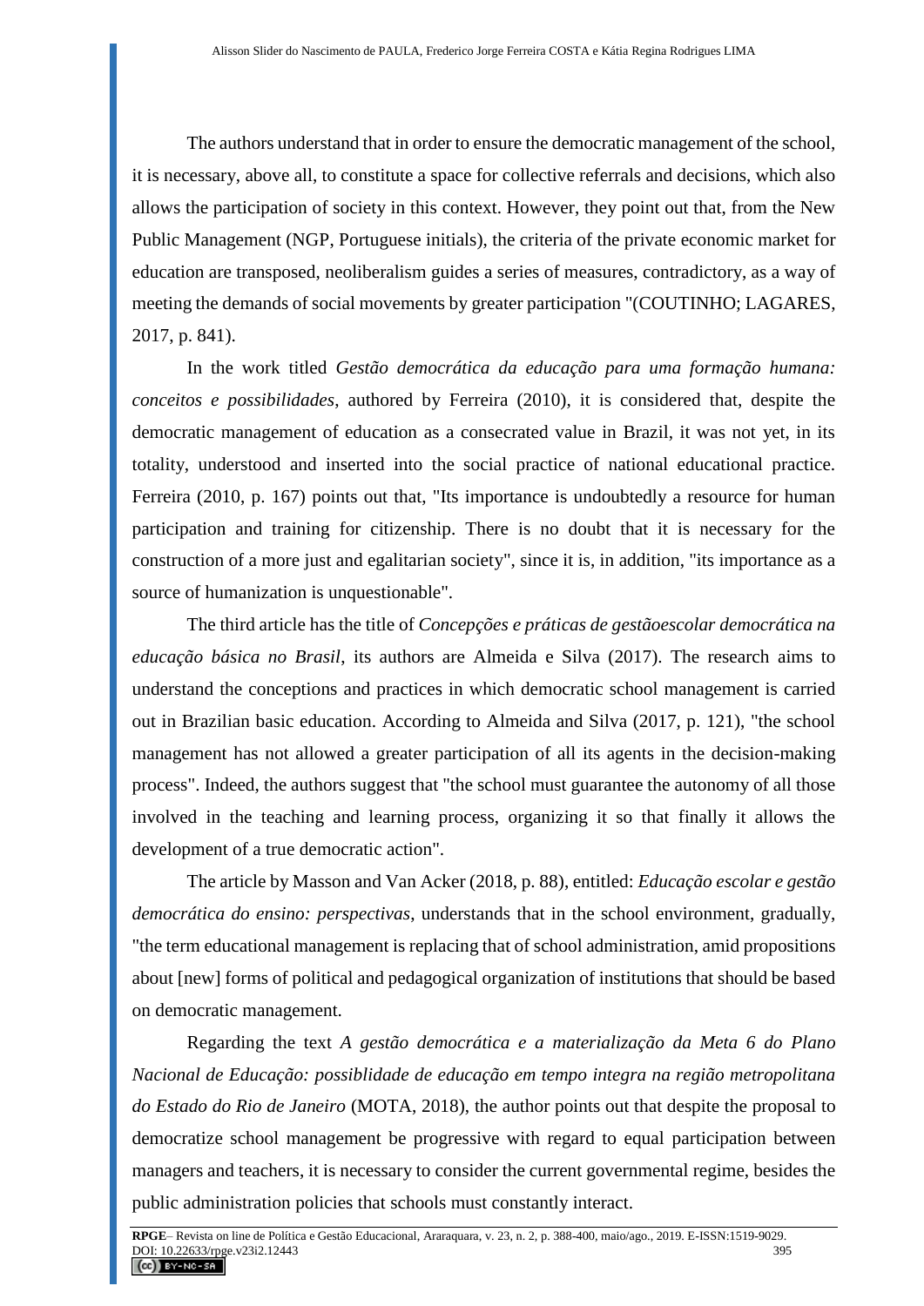The authors understand that in order to ensure the democratic management of the school, it is necessary, above all, to constitute a space for collective referrals and decisions, which also allows the participation of society in this context. However, they point out that, from the New Public Management (NGP, Portuguese initials), the criteria of the private economic market for education are transposed, neoliberalism guides a series of measures, contradictory, as a way of meeting the demands of social movements by greater participation "(COUTINHO; LAGARES, 2017, p. 841).

In the work titled *Gestão democrática da educação para uma formação humana: conceitos e possibilidades*, authored by Ferreira (2010), it is considered that, despite the democratic management of education as a consecrated value in Brazil, it was not yet, in its totality, understood and inserted into the social practice of national educational practice. Ferreira (2010, p. 167) points out that, "Its importance is undoubtedly a resource for human participation and training for citizenship. There is no doubt that it is necessary for the construction of a more just and egalitarian society", since it is, in addition, "its importance as a source of humanization is unquestionable".

The third article has the title of *Concepções e práticas de gestãoescolar democrática na educação básica no Brasil*, its authors are Almeida e Silva (2017). The research aims to understand the conceptions and practices in which democratic school management is carried out in Brazilian basic education. According to Almeida and Silva (2017, p. 121), "the school management has not allowed a greater participation of all its agents in the decision-making process". Indeed, the authors suggest that "the school must guarantee the autonomy of all those involved in the teaching and learning process, organizing it so that finally it allows the development of a true democratic action".

The article by Masson and Van Acker (2018, p. 88), entitled: *Educação escolar e gestão democrática do ensino: perspectivas*, understands that in the school environment, gradually, "the term educational management is replacing that of school administration, amid propositions about [new] forms of political and pedagogical organization of institutions that should be based on democratic management.

Regarding the text *A gestão democrática e a materialização da Meta 6 do Plano Nacional de Educação: possiblidade de educação em tempo integra na região metropolitana do Estado do Rio de Janeiro* (MOTA, 2018), the author points out that despite the proposal to democratize school management be progressive with regard to equal participation between managers and teachers, it is necessary to consider the current governmental regime, besides the public administration policies that schools must constantly interact.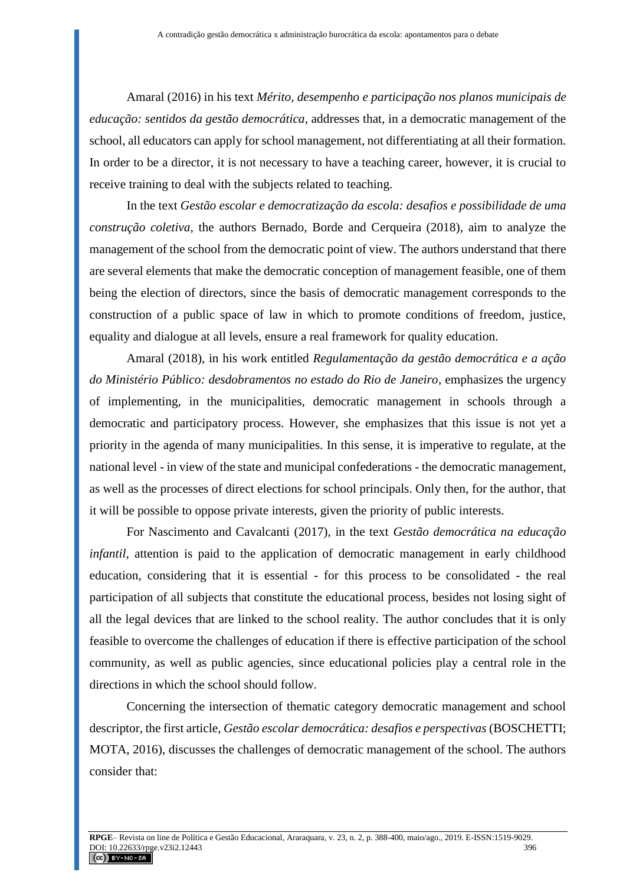Amaral (2016) in his text *Mérito, desempenho e participação nos planos municipais de educação: sentidos da gestão democrática*, addresses that, in a democratic management of the school, all educators can apply for school management, not differentiating at all their formation. In order to be a director, it is not necessary to have a teaching career, however, it is crucial to receive training to deal with the subjects related to teaching.

In the text *Gestão escolar e democratização da escola: desafios e possibilidade de uma construção coletiva*, the authors Bernado, Borde and Cerqueira (2018), aim to analyze the management of the school from the democratic point of view. The authors understand that there are several elements that make the democratic conception of management feasible, one of them being the election of directors, since the basis of democratic management corresponds to the construction of a public space of law in which to promote conditions of freedom, justice, equality and dialogue at all levels, ensure a real framework for quality education.

Amaral (2018), in his work entitled *Regulamentação da gestão democrática e a ação do Ministério Público: desdobramentos no estado do Rio de Janeiro*, emphasizes the urgency of implementing, in the municipalities, democratic management in schools through a democratic and participatory process. However, she emphasizes that this issue is not yet a priority in the agenda of many municipalities. In this sense, it is imperative to regulate, at the national level - in view of the state and municipal confederations - the democratic management, as well as the processes of direct elections for school principals. Only then, for the author, that it will be possible to oppose private interests, given the priority of public interests.

For Nascimento and Cavalcanti (2017), in the text *Gestão democrática na educação infantil*, attention is paid to the application of democratic management in early childhood education, considering that it is essential - for this process to be consolidated - the real participation of all subjects that constitute the educational process, besides not losing sight of all the legal devices that are linked to the school reality. The author concludes that it is only feasible to overcome the challenges of education if there is effective participation of the school community, as well as public agencies, since educational policies play a central role in the directions in which the school should follow.

Concerning the intersection of thematic category democratic management and school descriptor, the first article, *Gestão escolar democrática: desafios e perspectivas* (BOSCHETTI; MOTA, 2016), discusses the challenges of democratic management of the school. The authors consider that: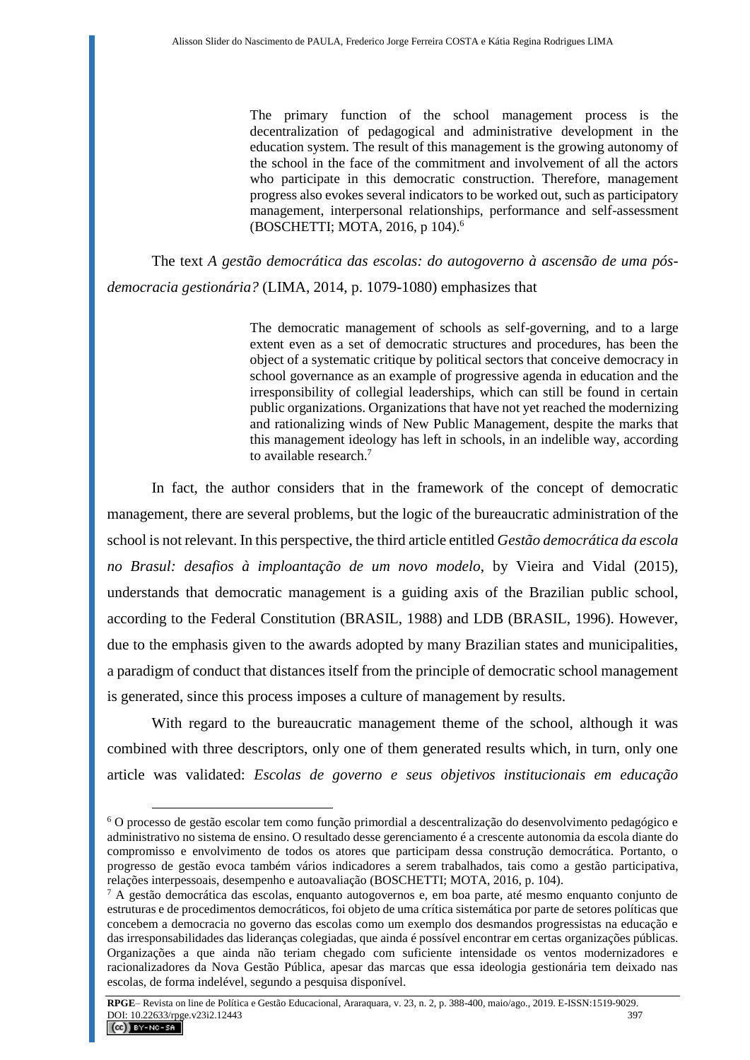> The primary function of the school management process is the decentralization of pedagogical and administrative development in the education system. The result of this management is the growing autonomy of the school in the face of the commitment and involvement of all the actors who participate in this democratic construction. Therefore, management progress also evokes several indicators to be worked out, such as participatory management, interpersonal relationships, performance and self-assessment (BOSCHETTI; MOTA, 2016, p 104).[6]

The text *A gestão democrática das escolas: do autogoverno à ascensão de uma pós-democracia gestionária?* (LIMA, 2014, p. 1079-1080) emphasizes that

> The democratic management of schools as self-governing, and to a large extent even as a set of democratic structures and procedures, has been the object of a systematic critique by political sectors that conceive democracy in school governance as an example of progressive agenda in education and the irresponsibility of collegial leaderships, which can still be found in certain public organizations. Organizations that have not yet reached the modernizing and rationalizing winds of New Public Management, despite the marks that this management ideology has left in schools, in an indelible way, according to available research.[7]

In fact, the author considers that in the framework of the concept of democratic management, there are several problems, but the logic of the bureaucratic administration of the school is not relevant. In this perspective, the third article entitled *Gestão democrática da escola no Brasul: desafios à imploantação de um novo modelo*, by Vieira and Vidal (2015), understands that democratic management is a guiding axis of the Brazilian public school, according to the Federal Constitution (BRASIL, 1988) and LDB (BRASIL, 1996). However, due to the emphasis given to the awards adopted by many Brazilian states and municipalities, a paradigm of conduct that distances itself from the principle of democratic school management is generated, since this process imposes a culture of management by results.

With regard to the bureaucratic management theme of the school, although it was combined with three descriptors, only one of them generated results which, in turn, only one article was validated: *Escolas de governo e seus objetivos institucionais em educação*

---

[6] O processo de gestão escolar tem como função primordial a descentralização do desenvolvimento pedagógico e administrativo no sistema de ensino. O resultado desse gerenciamento é a crescente autonomia da escola diante do compromisso e envolvimento de todos os atores que participam dessa construção democrática. Portanto, o progresso de gestão evoca também vários indicadores a serem trabalhados, tais como a gestão participativa, relações interpessoais, desempenho e autoavaliação (BOSCHETTI; MOTA, 2016, p. 104).

[7] A gestão democrática das escolas, enquanto autogovernos e, em boa parte, até mesmo enquanto conjunto de estruturas e de procedimentos democráticos, foi objeto de uma crítica sistemática por parte de setores políticas que concebem a democracia no governo das escolas como um exemplo dos desmandos progressistas na educação e das irresponsabilidades das lideranças colegiadas, que ainda é possível encontrar em certas organizações públicas. Organizações a que ainda não teriam chegado com suficiente intensidade os ventos modernizadores e racionalizadores da Nova Gestão Pública, apesar das marcas que essa ideologia gestionária tem deixado nas escolas, de forma indelével, segundo a pesquisa disponível.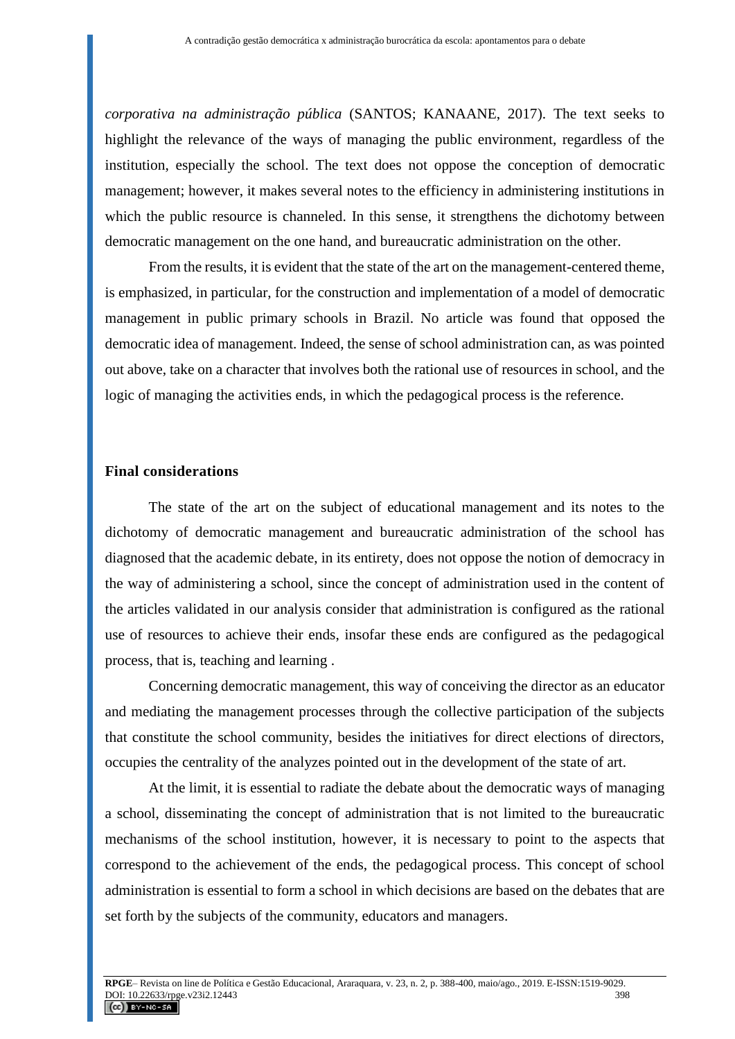*corporativa na administração pública* (SANTOS; KANAANE, 2017). The text seeks to highlight the relevance of the ways of managing the public environment, regardless of the institution, especially the school. The text does not oppose the conception of democratic management; however, it makes several notes to the efficiency in administering institutions in which the public resource is channeled. In this sense, it strengthens the dichotomy between democratic management on the one hand, and bureaucratic administration on the other.

From the results, it is evident that the state of the art on the management-centered theme, is emphasized, in particular, for the construction and implementation of a model of democratic management in public primary schools in Brazil. No article was found that opposed the democratic idea of management. Indeed, the sense of school administration can, as was pointed out above, take on a character that involves both the rational use of resources in school, and the logic of managing the activities ends, in which the pedagogical process is the reference.

## Final considerations

The state of the art on the subject of educational management and its notes to the dichotomy of democratic management and bureaucratic administration of the school has diagnosed that the academic debate, in its entirety, does not oppose the notion of democracy in the way of administering a school, since the concept of administration used in the content of the articles validated in our analysis consider that administration is configured as the rational use of resources to achieve their ends, insofar these ends are configured as the pedagogical process, that is, teaching and learning .

Concerning democratic management, this way of conceiving the director as an educator and mediating the management processes through the collective participation of the subjects that constitute the school community, besides the initiatives for direct elections of directors, occupies the centrality of the analyzes pointed out in the development of the state of art.

At the limit, it is essential to radiate the debate about the democratic ways of managing a school, disseminating the concept of administration that is not limited to the bureaucratic mechanisms of the school institution, however, it is necessary to point to the aspects that correspond to the achievement of the ends, the pedagogical process. This concept of school administration is essential to form a school in which decisions are based on the debates that are set forth by the subjects of the community, educators and managers.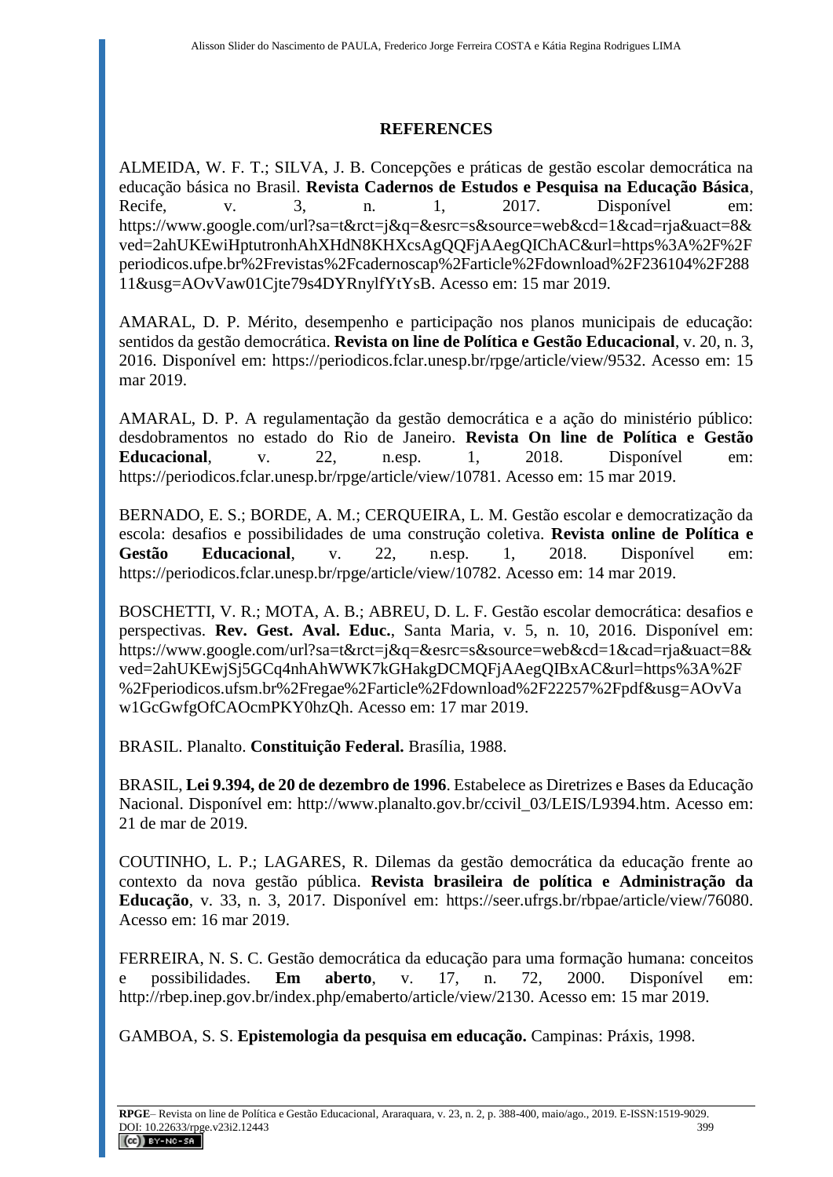## REFERENCES

ALMEIDA, W. F. T.; SILVA, J. B. Concepções e práticas de gestão escolar democrática na educação básica no Brasil. **Revista Cadernos de Estudos e Pesquisa na Educação Básica**, Recife, v. 3, n. 1, 2017. Disponível em: https://www.google.com/url?sa=t&rct=j&q=&esrc=s&source=web&cd=1&cad=rja&uact=8&ved=2ahUKEwiHptutronhAhXHdN8KHXcsAgQQFjAAegQIChAC&url=https%3A%2F%2Fperiodicos.ufpe.br%2Frevistas%2Fcadernoscap%2Farticle%2Fdownload%2F236104%2F28811&usg=AOvVaw01Cjte79s4DYRnylfYtYsB. Acesso em: 15 mar 2019.

AMARAL, D. P. Mérito, desempenho e participação nos planos municipais de educação: sentidos da gestão democrática. **Revista on line de Política e Gestão Educacional**, v. 20, n. 3, 2016. Disponível em: https://periodicos.fclar.unesp.br/rpge/article/view/9532. Acesso em: 15 mar 2019.

AMARAL, D. P. A regulamentação da gestão democrática e a ação do ministério público: desdobramentos no estado do Rio de Janeiro. **Revista On line de Política e Gestão Educacional**, v. 22, n.esp. 1, 2018. Disponível em: https://periodicos.fclar.unesp.br/rpge/article/view/10781. Acesso em: 15 mar 2019.

BERNADO, E. S.; BORDE, A. M.; CERQUEIRA, L. M. Gestão escolar e democratização da escola: desafios e possibilidades de uma construção coletiva. **Revista online de Política e Gestão Educacional**, v. 22, n.esp. 1, 2018. Disponível em: https://periodicos.fclar.unesp.br/rpge/article/view/10782. Acesso em: 14 mar 2019.

BOSCHETTI, V. R.; MOTA, A. B.; ABREU, D. L. F. Gestão escolar democrática: desafios e perspectivas. **Rev. Gest. Aval. Educ.**, Santa Maria, v. 5, n. 10, 2016. Disponível em: https://www.google.com/url?sa=t&rct=j&q=&esrc=s&source=web&cd=1&cad=rja&uact=8&ved=2ahUKEwjSj5GCq4nhAhWWK7kGHakgDCMQFjAAegQIBxAC&url=https%3A%2F%2Fperiodicos.ufsm.br%2Fregae%2Farticle%2Fdownload%2F22257%2Fpdf&usg=AOvVaw1GcGwfgOfCAOcmPKY0hzQh. Acesso em: 17 mar 2019.

BRASIL. Planalto. **Constituição Federal.** Brasília, 1988.

BRASIL, **Lei 9.394, de 20 de dezembro de 1996**. Estabelece as Diretrizes e Bases da Educação Nacional. Disponível em: http://www.planalto.gov.br/ccivil_03/LEIS/L9394.htm. Acesso em: 21 de mar de 2019.

COUTINHO, L. P.; LAGARES, R. Dilemas da gestão democrática da educação frente ao contexto da nova gestão pública. **Revista brasileira de política e Administração da Educação**, v. 33, n. 3, 2017. Disponível em: https://seer.ufrgs.br/rbpae/article/view/76080. Acesso em: 16 mar 2019.

FERREIRA, N. S. C. Gestão democrática da educação para uma formação humana: conceitos e possibilidades. **Em aberto**, v. 17, n. 72, 2000. Disponível em: http://rbep.inep.gov.br/index.php/emaberto/article/view/2130. Acesso em: 15 mar 2019.

GAMBOA, S. S. **Epistemologia da pesquisa em educação.** Campinas: Práxis, 1998.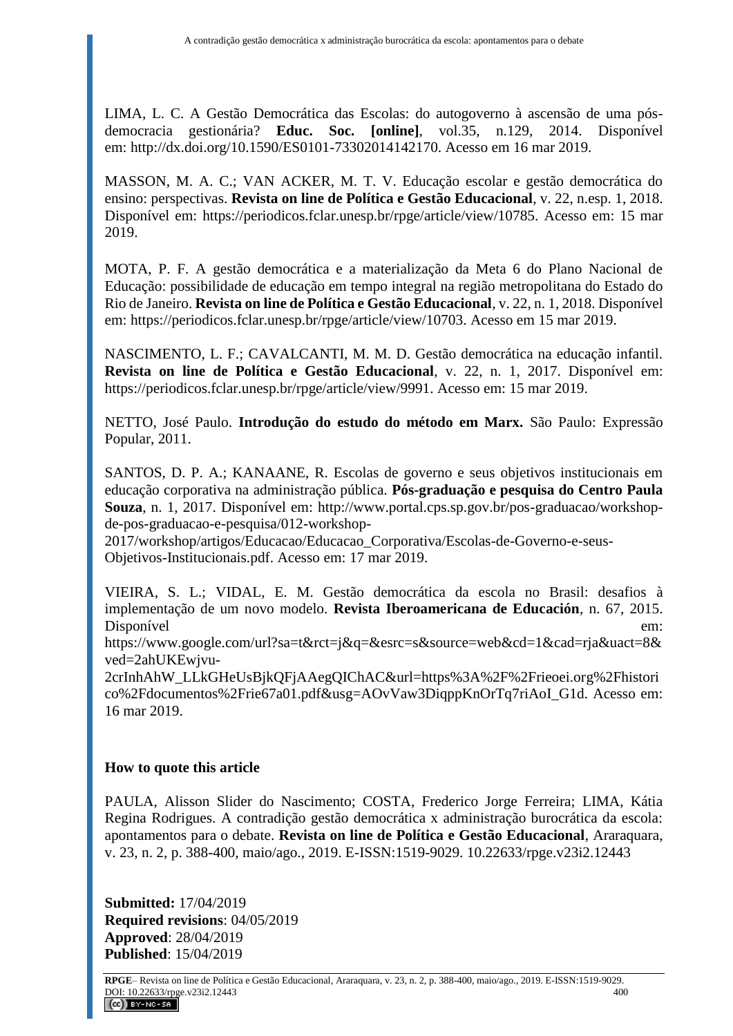LIMA, L. C. A Gestão Democrática das Escolas: do autogoverno à ascensão de uma pós-democracia gestionária? **Educ. Soc. [online]**, vol.35, n.129, 2014. Disponível em: http://dx.doi.org/10.1590/ES0101-73302014142170. Acesso em 16 mar 2019.

MASSON, M. A. C.; VAN ACKER, M. T. V. Educação escolar e gestão democrática do ensino: perspectivas. **Revista on line de Política e Gestão Educacional**, v. 22, n.esp. 1, 2018. Disponível em: https://periodicos.fclar.unesp.br/rpge/article/view/10785. Acesso em: 15 mar 2019.

MOTA, P. F. A gestão democrática e a materialização da Meta 6 do Plano Nacional de Educação: possibilidade de educação em tempo integral na região metropolitana do Estado do Rio de Janeiro. **Revista on line de Política e Gestão Educacional**, v. 22, n. 1, 2018. Disponível em: https://periodicos.fclar.unesp.br/rpge/article/view/10703. Acesso em 15 mar 2019.

NASCIMENTO, L. F.; CAVALCANTI, M. M. D. Gestão democrática na educação infantil. **Revista on line de Política e Gestão Educacional**, v. 22, n. 1, 2017. Disponível em: https://periodicos.fclar.unesp.br/rpge/article/view/9991. Acesso em: 15 mar 2019.

NETTO, José Paulo. **Introdução do estudo do método em Marx.** São Paulo: Expressão Popular, 2011.

SANTOS, D. P. A.; KANAANE, R. Escolas de governo e seus objetivos institucionais em educação corporativa na administração pública. **Pós-graduação e pesquisa do Centro Paula Souza**, n. 1, 2017. Disponível em: http://www.portal.cps.sp.gov.br/pos-graduacao/workshop-de-pos-graduacao-e-pesquisa/012-workshop-2017/workshop/artigos/Educacao/Educacao_Corporativa/Escolas-de-Governo-e-seus-Objetivos-Institucionais.pdf. Acesso em: 17 mar 2019.

VIEIRA, S. L.; VIDAL, E. M. Gestão democrática da escola no Brasil: desafios à implementação de um novo modelo. **Revista Iberoamericana de Educación**, n. 67, 2015. Disponível em: https://www.google.com/url?sa=t&rct=j&q=&esrc=s&source=web&cd=1&cad=rja&uact=8&ved=2ahUKEwjvu-2crInhAhW_LLkGHeUsBjkQFjAAegQIChAC&url=https%3A%2F%2Frieoei.org%2Fhistorico%2Fdocumentos%2Frie67a01.pdf&usg=AOvVaw3DiqppKnOrTq7riAoI_G1d. Acesso em: 16 mar 2019.

## How to quote this article

PAULA, Alisson Slider do Nascimento; COSTA, Frederico Jorge Ferreira; LIMA, Kátia Regina Rodrigues. A contradição gestão democrática x administração burocrática da escola: apontamentos para o debate. **Revista on line de Política e Gestão Educacional**, Araraquara, v. 23, n. 2, p. 388-400, maio/ago., 2019. E-ISSN:1519-9029. 10.22633/rpge.v23i2.12443

**Submitted:** 17/04/2019
**Required revisions**: 04/05/2019
**Approved**: 28/04/2019
**Published**: 15/04/2019